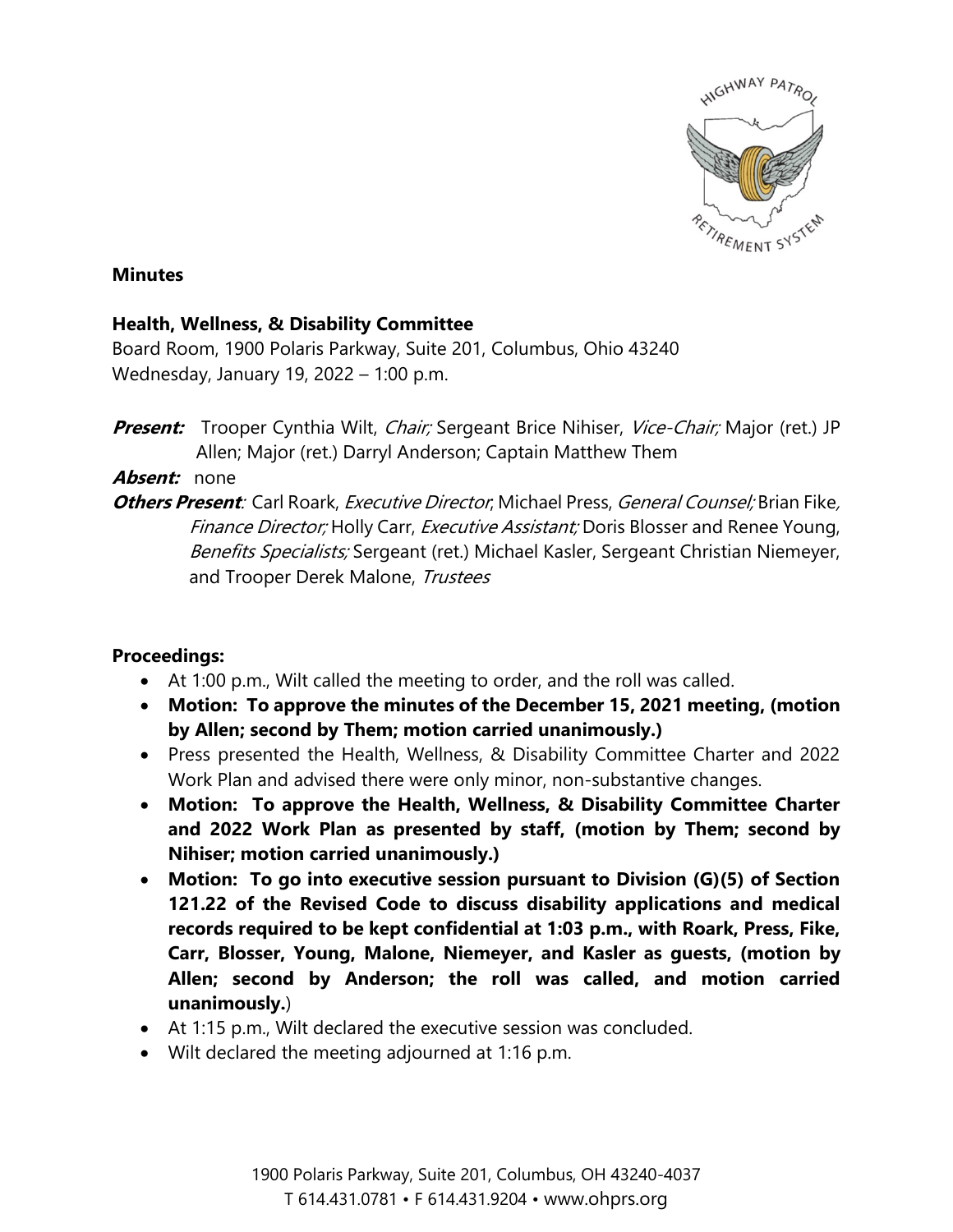**Minutes**

**Health, Wellness, & Disability Committee**
Board Room, 1900 Polaris Parkway, Suite 201, Columbus, Ohio 43240
Wednesday, January 19, 2022 – 1:00 p.m.

***Present:*** Trooper Cynthia Wilt, *Chair;* Sergeant Brice Nihiser, *Vice-Chair;* Major (ret.) JP Allen; Major (ret.) Darryl Anderson; Captain Matthew Them

***Absent:*** none

***Others Present**:* Carl Roark, *Executive Director*; Michael Press, *General Counsel;* Brian Fike*, Finance Director;* Holly Carr, *Executive Assistant;* Doris Blosser and Renee Young, *Benefits Specialists;* Sergeant (ret.) Michael Kasler, Sergeant Christian Niemeyer, and Trooper Derek Malone, *Trustees*

**Proceedings:**

- At 1:00 p.m., Wilt called the meeting to order, and the roll was called.
- **Motion: To approve the minutes of the December 15, 2021 meeting, (motion by Allen; second by Them; motion carried unanimously.)**
- Press presented the Health, Wellness, & Disability Committee Charter and 2022 Work Plan and advised there were only minor, non-substantive changes.
- **Motion: To approve the Health, Wellness, & Disability Committee Charter and 2022 Work Plan as presented by staff, (motion by Them; second by Nihiser; motion carried unanimously.)**
- **Motion: To go into executive session pursuant to Division (G)(5) of Section 121.22 of the Revised Code to discuss disability applications and medical records required to be kept confidential at 1:03 p.m., with Roark, Press, Fike, Carr, Blosser, Young, Malone, Niemeyer, and Kasler as guests, (motion by Allen; second by Anderson; the roll was called, and motion carried unanimously.**)
- At 1:15 p.m., Wilt declared the executive session was concluded.
- Wilt declared the meeting adjourned at 1:16 p.m.

1900 Polaris Parkway, Suite 201, Columbus, OH 43240-4037
T 614.431.0781 • F 614.431.9204 • www.ohprs.org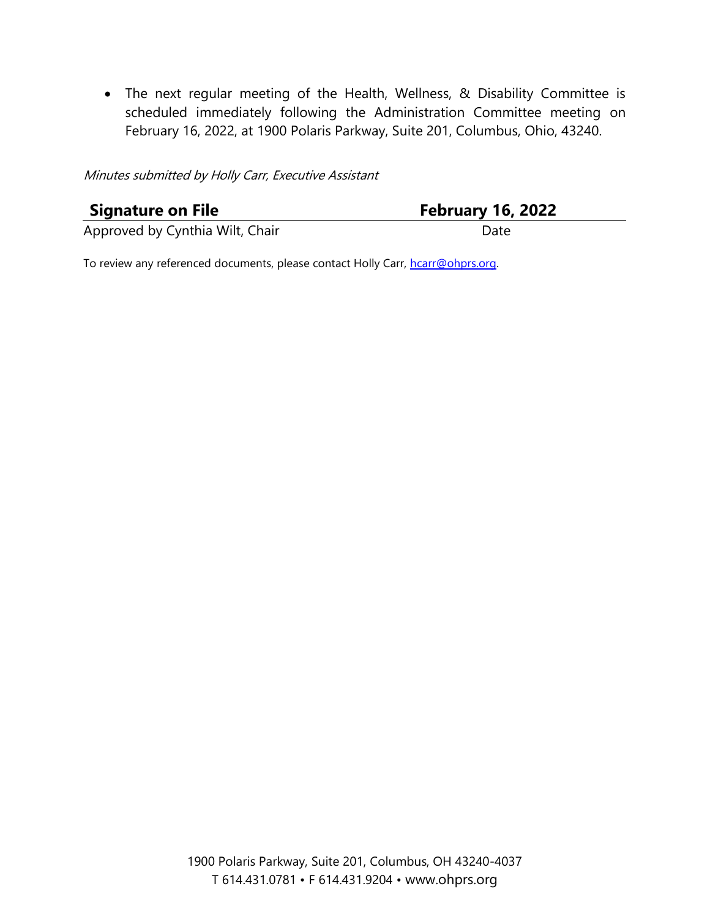- The next regular meeting of the Health, Wellness, & Disability Committee is scheduled immediately following the Administration Committee meeting on February 16, 2022, at 1900 Polaris Parkway, Suite 201, Columbus, Ohio, 43240.

*Minutes submitted by Holly Carr, Executive Assistant*

| | |
|---|---|
| **Signature on File** | **February 16, 2022** |
| Approved by Cynthia Wilt, Chair | Date |

To review any referenced documents, please contact Holly Carr, hcarr@ohprs.org.

1900 Polaris Parkway, Suite 201, Columbus, OH 43240-4037
T 614.431.0781 • F 614.431.9204 • www.ohprs.org